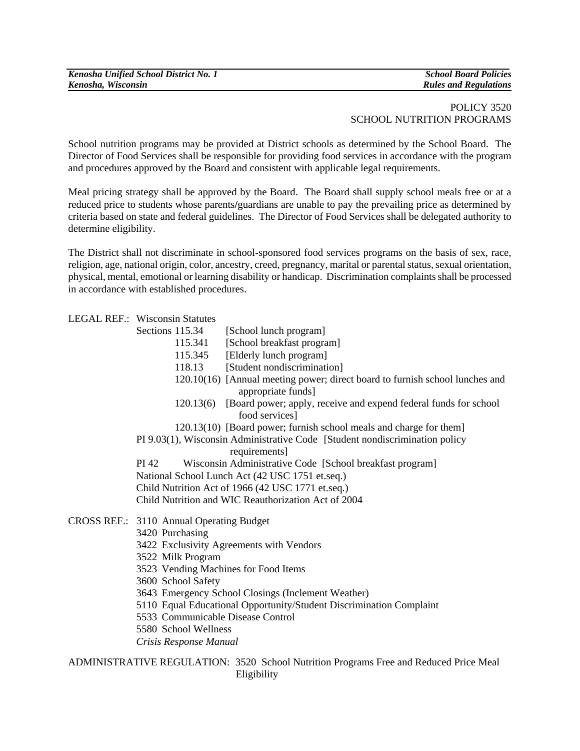POLICY 3520
SCHOOL NUTRITION PROGRAMS

School nutrition programs may be provided at District schools as determined by the School Board. The Director of Food Services shall be responsible for providing food services in accordance with the program and procedures approved by the Board and consistent with applicable legal requirements.

Meal pricing strategy shall be approved by the Board. The Board shall supply school meals free or at a reduced price to students whose parents/guardians are unable to pay the prevailing price as determined by criteria based on state and federal guidelines. The Director of Food Services shall be delegated authority to determine eligibility.

The District shall not discriminate in school-sponsored food services programs on the basis of sex, race, religion, age, national origin, color, ancestry, creed, pregnancy, marital or parental status, sexual orientation, physical, mental, emotional or learning disability or handicap. Discrimination complaints shall be processed in accordance with established procedures.

LEGAL REF.: Wisconsin Statutes

- Sections 115.34 [School lunch program]
- 115.341 [School breakfast program]
- 115.345 [Elderly lunch program]
- 118.13 [Student nondiscrimination]
- 120.10(16) [Annual meeting power; direct board to furnish school lunches and appropriate funds]
- 120.13(6) [Board power; apply, receive and expend federal funds for school food services]
- 120.13(10) [Board power; furnish school meals and charge for them]

PI 9.03(1), Wisconsin Administrative Code [Student nondiscrimination policy requirements]

PI 42 Wisconsin Administrative Code [School breakfast program]

National School Lunch Act (42 USC 1751 et.seq.)

Child Nutrition Act of 1966 (42 USC 1771 et.seq.)

Child Nutrition and WIC Reauthorization Act of 2004

CROSS REF.:

- 3110 Annual Operating Budget
- 3420 Purchasing
- 3422 Exclusivity Agreements with Vendors
- 3522 Milk Program
- 3523 Vending Machines for Food Items
- 3600 School Safety
- 3643 Emergency School Closings (Inclement Weather)
- 5110 Equal Educational Opportunity/Student Discrimination Complaint
- 5533 Communicable Disease Control
- 5580 School Wellness
- *Crisis Response Manual*

ADMINISTRATIVE REGULATION: 3520 School Nutrition Programs Free and Reduced Price Meal Eligibility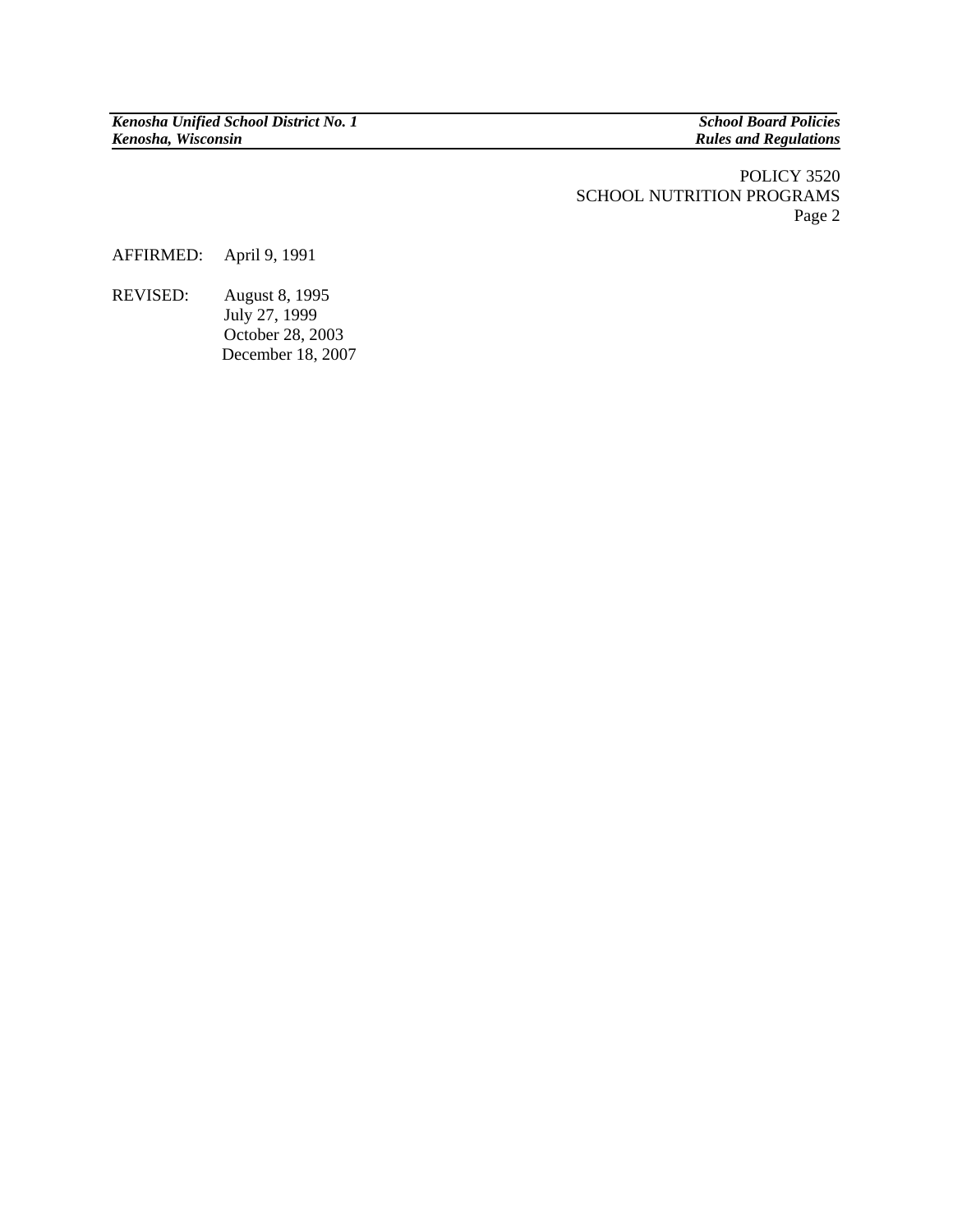AFFIRMED: April 9, 1991

REVISED: August 8, 1995
July 27, 1999
October 28, 2003
December 18, 2007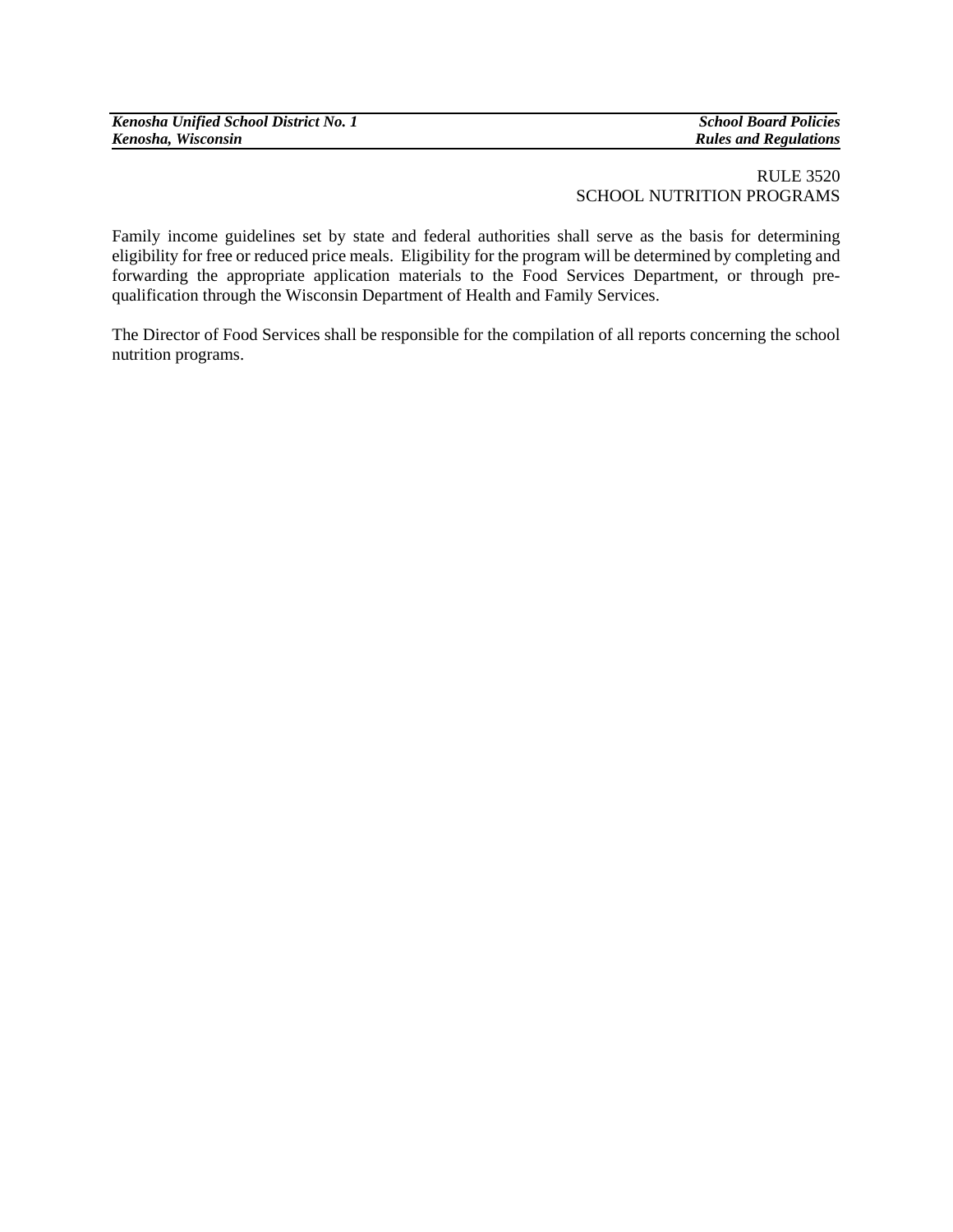RULE 3520
SCHOOL NUTRITION PROGRAMS

Family income guidelines set by state and federal authorities shall serve as the basis for determining eligibility for free or reduced price meals. Eligibility for the program will be determined by completing and forwarding the appropriate application materials to the Food Services Department, or through pre-qualification through the Wisconsin Department of Health and Family Services.

The Director of Food Services shall be responsible for the compilation of all reports concerning the school nutrition programs.